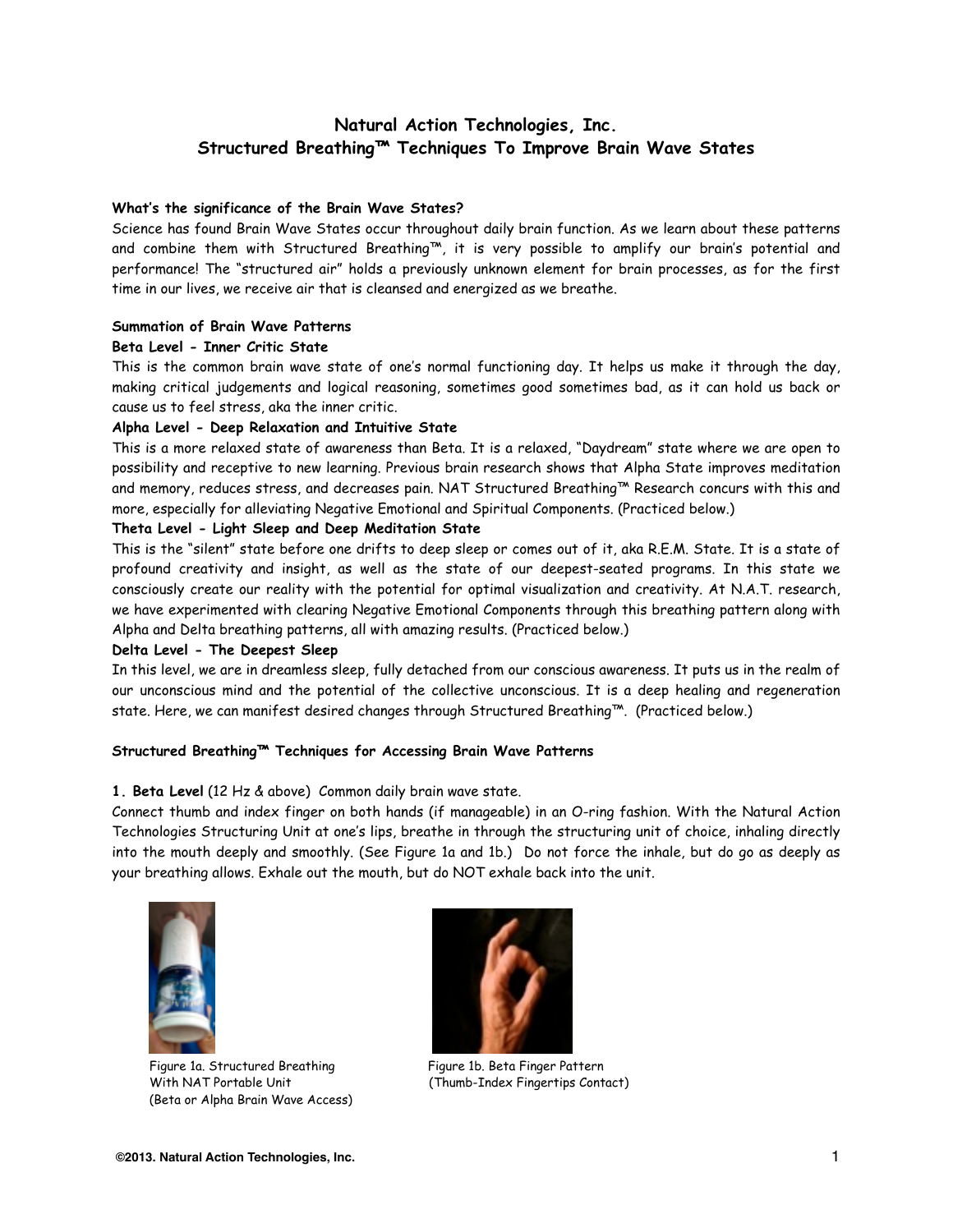# Natural Action Technologies, Inc.
# Structured Breathing™ Techniques To Improve Brain Wave States

**What's the significance of the Brain Wave States?**

Science has found Brain Wave States occur throughout daily brain function. As we learn about these patterns and combine them with Structured Breathing™, it is very possible to amplify our brain's potential and performance! The "structured air" holds a previously unknown element for brain processes, as for the first time in our lives, we receive air that is cleansed and energized as we breathe.

**Summation of Brain Wave Patterns**

**Beta Level - Inner Critic State**

This is the common brain wave state of one's normal functioning day. It helps us make it through the day, making critical judgements and logical reasoning, sometimes good sometimes bad, as it can hold us back or cause us to feel stress, aka the inner critic.

**Alpha Level - Deep Relaxation and Intuitive State**

This is a more relaxed state of awareness than Beta. It is a relaxed, "Daydream" state where we are open to possibility and receptive to new learning. Previous brain research shows that Alpha State improves meditation and memory, reduces stress, and decreases pain. NAT Structured Breathing™ Research concurs with this and more, especially for alleviating Negative Emotional and Spiritual Components. (Practiced below.)

**Theta Level - Light Sleep and Deep Meditation State**

This is the "silent" state before one drifts to deep sleep or comes out of it, aka R.E.M. State. It is a state of profound creativity and insight, as well as the state of our deepest-seated programs. In this state we consciously create our reality with the potential for optimal visualization and creativity. At N.A.T. research, we have experimented with clearing Negative Emotional Components through this breathing pattern along with Alpha and Delta breathing patterns, all with amazing results. (Practiced below.)

**Delta Level - The Deepest Sleep**

In this level, we are in dreamless sleep, fully detached from our conscious awareness. It puts us in the realm of our unconscious mind and the potential of the collective unconscious. It is a deep healing and regeneration state. Here, we can manifest desired changes through Structured Breathing™. (Practiced below.)

**Structured Breathing™ Techniques for Accessing Brain Wave Patterns**

**1. Beta Level** (12 Hz & above) Common daily brain wave state.

Connect thumb and index finger on both hands (if manageable) in an O-ring fashion. With the Natural Action Technologies Structuring Unit at one's lips, breathe in through the structuring unit of choice, inhaling directly into the mouth deeply and smoothly. (See Figure 1a and 1b.) Do not force the inhale, but do go as deeply as your breathing allows. Exhale out the mouth, but do NOT exhale back into the unit.

Figure 1a. Structured Breathing With NAT Portable Unit (Beta or Alpha Brain Wave Access)

Figure 1b. Beta Finger Pattern (Thumb-Index Fingertips Contact)

©2013. Natural Action Technologies, Inc.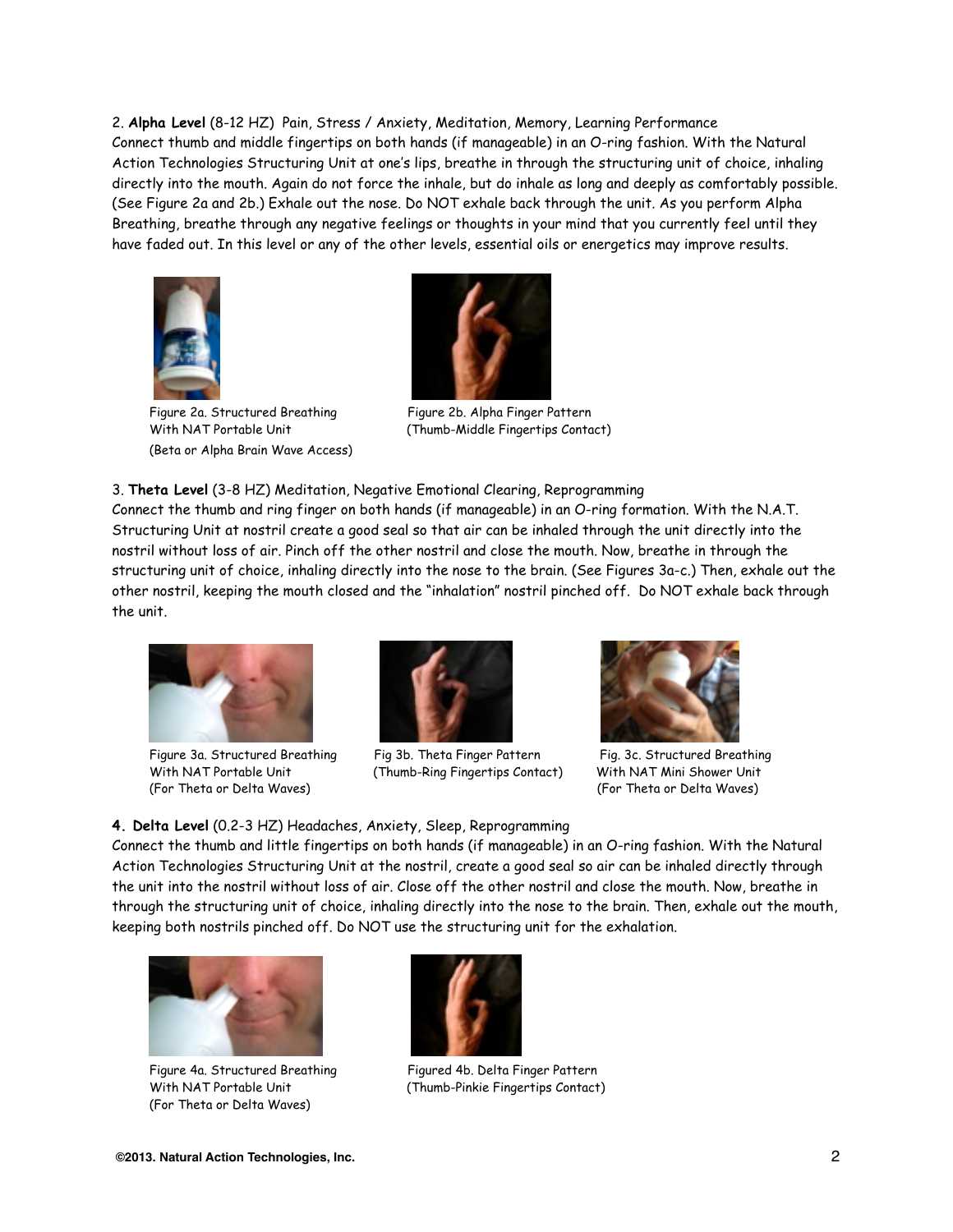2. **Alpha Level** (8-12 HZ) Pain, Stress / Anxiety, Meditation, Memory, Learning Performance
Connect thumb and middle fingertips on both hands (if manageable) in an O-ring fashion. With the Natural Action Technologies Structuring Unit at one's lips, breathe in through the structuring unit of choice, inhaling directly into the mouth. Again do not force the inhale, but do inhale as long and deeply as comfortably possible. (See Figure 2a and 2b.) Exhale out the nose. Do NOT exhale back through the unit. As you perform Alpha Breathing, breathe through any negative feelings or thoughts in your mind that you currently feel until they have faded out. In this level or any of the other levels, essential oils or energetics may improve results.

Figure 2a. Structured Breathing With NAT Portable Unit (Beta or Alpha Brain Wave Access)

Figure 2b. Alpha Finger Pattern (Thumb-Middle Fingertips Contact)

3. **Theta Level** (3-8 HZ) Meditation, Negative Emotional Clearing, Reprogramming
Connect the thumb and ring finger on both hands (if manageable) in an O-ring formation. With the N.A.T. Structuring Unit at nostril create a good seal so that air can be inhaled through the unit directly into the nostril without loss of air. Pinch off the other nostril and close the mouth. Now, breathe in through the structuring unit of choice, inhaling directly into the nose to the brain. (See Figures 3a-c.) Then, exhale out the other nostril, keeping the mouth closed and the "inhalation" nostril pinched off. Do NOT exhale back through the unit.

Figure 3a. Structured Breathing With NAT Portable Unit (For Theta or Delta Waves)

Fig 3b. Theta Finger Pattern (Thumb-Ring Fingertips Contact)

Fig. 3c. Structured Breathing With NAT Mini Shower Unit (For Theta or Delta Waves)

**4. Delta Level** (0.2-3 HZ) Headaches, Anxiety, Sleep, Reprogramming
Connect the thumb and little fingertips on both hands (if manageable) in an O-ring fashion. With the Natural Action Technologies Structuring Unit at the nostril, create a good seal so air can be inhaled directly through the unit into the nostril without loss of air. Close off the other nostril and close the mouth. Now, breathe in through the structuring unit of choice, inhaling directly into the nose to the brain. Then, exhale out the mouth, keeping both nostrils pinched off. Do NOT use the structuring unit for the exhalation.

Figure 4a. Structured Breathing With NAT Portable Unit (For Theta or Delta Waves)

Figured 4b. Delta Finger Pattern (Thumb-Pinkie Fingertips Contact)

**©2013. Natural Action Technologies, Inc.**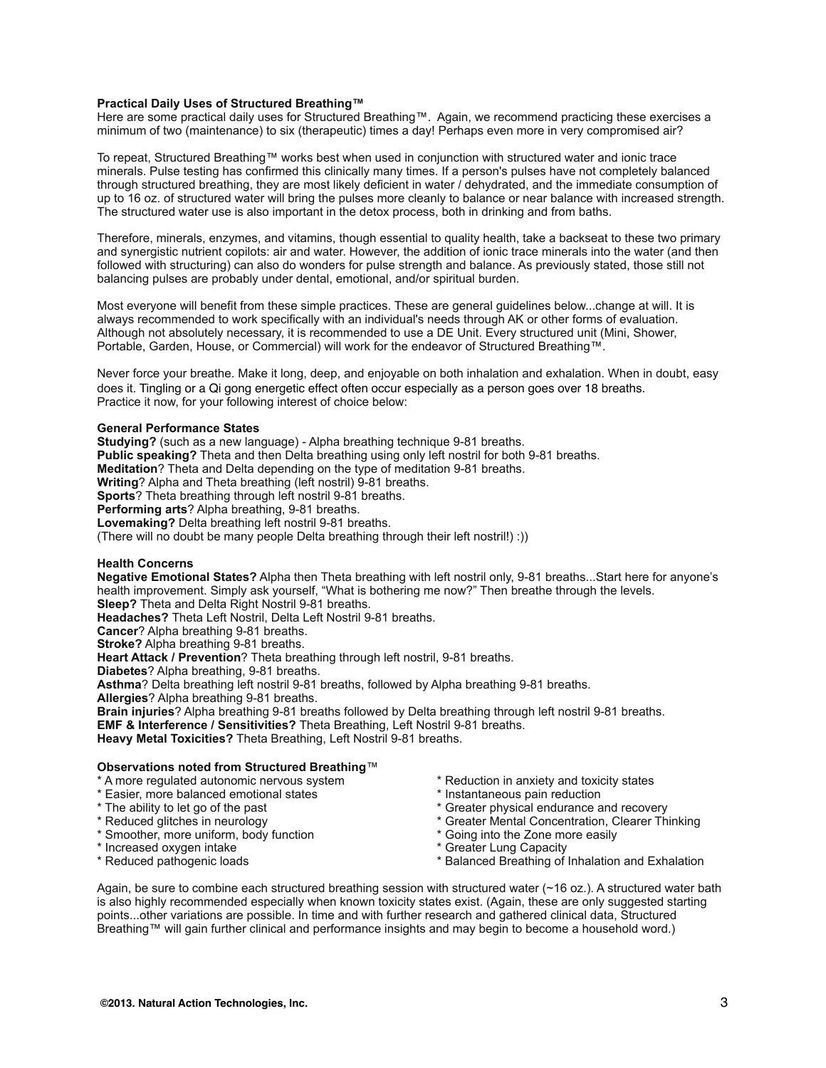**Practical Daily Uses of Structured Breathing™**

Here are some practical daily uses for Structured Breathing™. Again, we recommend practicing these exercises a minimum of two (maintenance) to six (therapeutic) times a day! Perhaps even more in very compromised air?

To repeat, Structured Breathing™ works best when used in conjunction with structured water and ionic trace minerals. Pulse testing has confirmed this clinically many times. If a person's pulses have not completely balanced through structured breathing, they are most likely deficient in water / dehydrated, and the immediate consumption of up to 16 oz. of structured water will bring the pulses more cleanly to balance or near balance with increased strength. The structured water use is also important in the detox process, both in drinking and from baths.

Therefore, minerals, enzymes, and vitamins, though essential to quality health, take a backseat to these two primary and synergistic nutrient copilots: air and water. However, the addition of ionic trace minerals into the water (and then followed with structuring) can also do wonders for pulse strength and balance. As previously stated, those still not balancing pulses are probably under dental, emotional, and/or spiritual burden.

Most everyone will benefit from these simple practices. These are general guidelines below...change at will. It is always recommended to work specifically with an individual's needs through AK or other forms of evaluation. Although not absolutely necessary, it is recommended to use a DE Unit. Every structured unit (Mini, Shower, Portable, Garden, House, or Commercial) will work for the endeavor of Structured Breathing™.

Never force your breathe. Make it long, deep, and enjoyable on both inhalation and exhalation. When in doubt, easy does it. Tingling or a Qi gong energetic effect often occur especially as a person goes over 18 breaths. Practice it now, for your following interest of choice below:

**General Performance States**

**Studying?** (such as a new language) - Alpha breathing technique 9-81 breaths.
**Public speaking?** Theta and then Delta breathing using only left nostril for both 9-81 breaths.
**Meditation**? Theta and Delta depending on the type of meditation 9-81 breaths.
**Writing**? Alpha and Theta breathing (left nostril) 9-81 breaths.
**Sports**? Theta breathing through left nostril 9-81 breaths.
**Performing arts**? Alpha breathing, 9-81 breaths.
**Lovemaking?** Delta breathing left nostril 9-81 breaths.
(There will no doubt be many people Delta breathing through their left nostril!) :))

**Health Concerns**

**Negative Emotional States?** Alpha then Theta breathing with left nostril only, 9-81 breaths...Start here for anyone's health improvement. Simply ask yourself, "What is bothering me now?" Then breathe through the levels.
**Sleep?** Theta and Delta Right Nostril 9-81 breaths.
**Headaches?** Theta Left Nostril, Delta Left Nostril 9-81 breaths.
**Cancer**? Alpha breathing 9-81 breaths.
**Stroke?** Alpha breathing 9-81 breaths.
**Heart Attack / Prevention**? Theta breathing through left nostril, 9-81 breaths.
**Diabetes**? Alpha breathing, 9-81 breaths.
**Asthma**? Delta breathing left nostril 9-81 breaths, followed by Alpha breathing 9-81 breaths.
**Allergies**? Alpha breathing 9-81 breaths.
**Brain injuries**? Alpha breathing 9-81 breaths followed by Delta breathing through left nostril 9-81 breaths.
**EMF & Interference / Sensitivities?** Theta Breathing, Left Nostril 9-81 breaths.
**Heavy Metal Toxicities?** Theta Breathing, Left Nostril 9-81 breaths.

**Observations noted from Structured Breathing**™

* A more regulated autonomic nervous system
* Easier, more balanced emotional states
* The ability to let go of the past
* Reduced glitches in neurology
* Smoother, more uniform, body function
* Increased oxygen intake
* Reduced pathogenic loads
* Reduction in anxiety and toxicity states
* Instantaneous pain reduction
* Greater physical endurance and recovery
* Greater Mental Concentration, Clearer Thinking
* Going into the Zone more easily
* Greater Lung Capacity
* Balanced Breathing of Inhalation and Exhalation

Again, be sure to combine each structured breathing session with structured water (~16 oz.). A structured water bath is also highly recommended especially when known toxicity states exist. (Again, these are only suggested starting points...other variations are possible. In time and with further research and gathered clinical data, Structured Breathing™ will gain further clinical and performance insights and may begin to become a household word.)

**©2013. Natural Action Technologies, Inc.**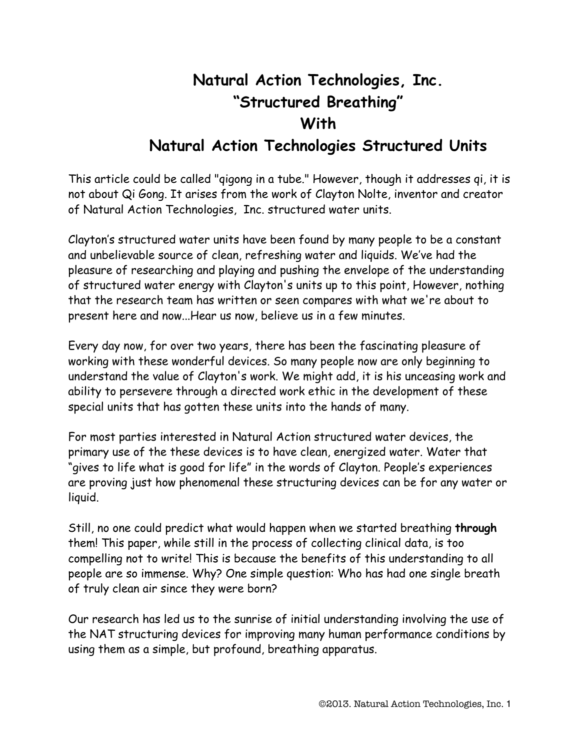# Natural Action Technologies, Inc.
# "Structured Breathing"
# With
# Natural Action Technologies Structured Units

This article could be called "qigong in a tube." However, though it addresses qi, it is not about Qi Gong. It arises from the work of Clayton Nolte, inventor and creator of Natural Action Technologies, Inc. structured water units.

Clayton's structured water units have been found by many people to be a constant and unbelievable source of clean, refreshing water and liquids. We've had the pleasure of researching and playing and pushing the envelope of the understanding of structured water energy with Clayton's units up to this point, However, nothing that the research team has written or seen compares with what we're about to present here and now...Hear us now, believe us in a few minutes.

Every day now, for over two years, there has been the fascinating pleasure of working with these wonderful devices. So many people now are only beginning to understand the value of Clayton's work. We might add, it is his unceasing work and ability to persevere through a directed work ethic in the development of these special units that has gotten these units into the hands of many.

For most parties interested in Natural Action structured water devices, the primary use of the these devices is to have clean, energized water. Water that "gives to life what is good for life" in the words of Clayton. People's experiences are proving just how phenomenal these structuring devices can be for any water or liquid.

Still, no one could predict what would happen when we started breathing **through** them! This paper, while still in the process of collecting clinical data, is too compelling not to write! This is because the benefits of this understanding to all people are so immense. Why? One simple question: Who has had one single breath of truly clean air since they were born?

Our research has led us to the sunrise of initial understanding involving the use of the NAT structuring devices for improving many human performance conditions by using them as a simple, but profound, breathing apparatus.

©2013. Natural Action Technologies, Inc.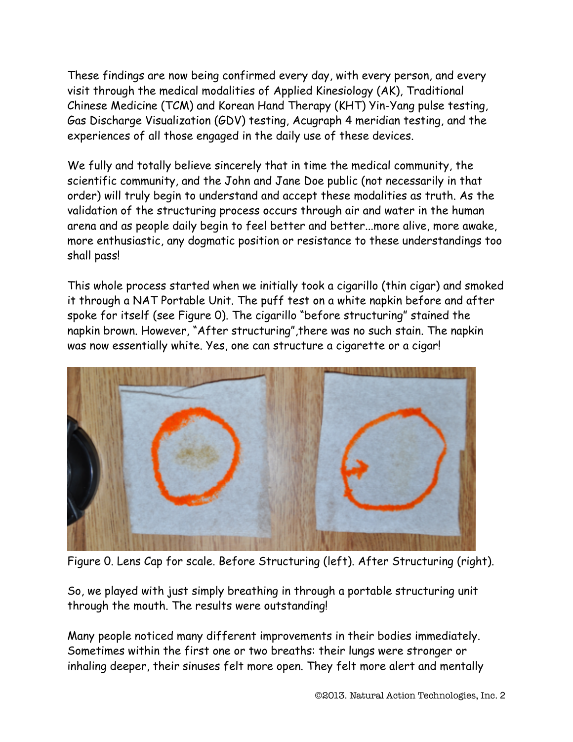These findings are now being confirmed every day, with every person, and every visit through the medical modalities of Applied Kinesiology (AK), Traditional Chinese Medicine (TCM) and Korean Hand Therapy (KHT) Yin-Yang pulse testing, Gas Discharge Visualization (GDV) testing, Acugraph 4 meridian testing, and the experiences of all those engaged in the daily use of these devices.

We fully and totally believe sincerely that in time the medical community, the scientific community, and the John and Jane Doe public (not necessarily in that order) will truly begin to understand and accept these modalities as truth. As the validation of the structuring process occurs through air and water in the human arena and as people daily begin to feel better and better...more alive, more awake, more enthusiastic, any dogmatic position or resistance to these understandings too shall pass!

This whole process started when we initially took a cigarillo (thin cigar) and smoked it through a NAT Portable Unit. The puff test on a white napkin before and after spoke for itself (see Figure 0). The cigarillo "before structuring" stained the napkin brown. However, "After structuring",there was no such stain. The napkin was now essentially white. Yes, one can structure a cigarette or a cigar!

Figure 0. Lens Cap for scale. Before Structuring (left). After Structuring (right).

So, we played with just simply breathing in through a portable structuring unit through the mouth. The results were outstanding!

Many people noticed many different improvements in their bodies immediately. Sometimes within the first one or two breaths: their lungs were stronger or inhaling deeper, their sinuses felt more open. They felt more alert and mentally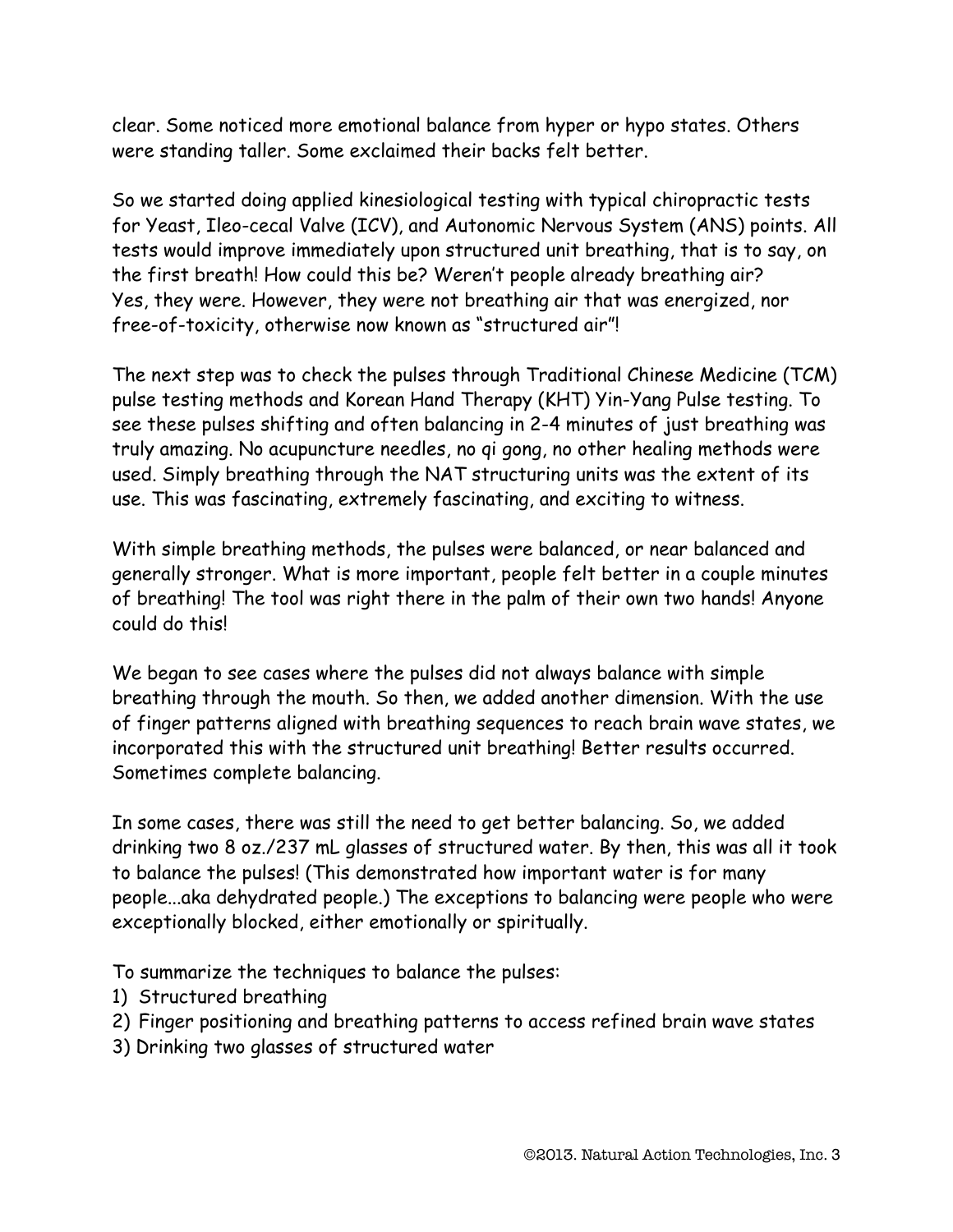clear. Some noticed more emotional balance from hyper or hypo states. Others were standing taller. Some exclaimed their backs felt better.

So we started doing applied kinesiological testing with typical chiropractic tests for Yeast, Ileo-cecal Valve (ICV), and Autonomic Nervous System (ANS) points. All tests would improve immediately upon structured unit breathing, that is to say, on the first breath! How could this be? Weren't people already breathing air? Yes, they were. However, they were not breathing air that was energized, nor free-of-toxicity, otherwise now known as "structured air"!

The next step was to check the pulses through Traditional Chinese Medicine (TCM) pulse testing methods and Korean Hand Therapy (KHT) Yin-Yang Pulse testing. To see these pulses shifting and often balancing in 2-4 minutes of just breathing was truly amazing. No acupuncture needles, no qi gong, no other healing methods were used. Simply breathing through the NAT structuring units was the extent of its use. This was fascinating, extremely fascinating, and exciting to witness.

With simple breathing methods, the pulses were balanced, or near balanced and generally stronger. What is more important, people felt better in a couple minutes of breathing! The tool was right there in the palm of their own two hands! Anyone could do this!

We began to see cases where the pulses did not always balance with simple breathing through the mouth. So then, we added another dimension. With the use of finger patterns aligned with breathing sequences to reach brain wave states, we incorporated this with the structured unit breathing! Better results occurred. Sometimes complete balancing.

In some cases, there was still the need to get better balancing. So, we added drinking two 8 oz./237 mL glasses of structured water. By then, this was all it took to balance the pulses! (This demonstrated how important water is for many people...aka dehydrated people.) The exceptions to balancing were people who were exceptionally blocked, either emotionally or spiritually.

To summarize the techniques to balance the pulses:

1) Structured breathing
2) Finger positioning and breathing patterns to access refined brain wave states
3) Drinking two glasses of structured water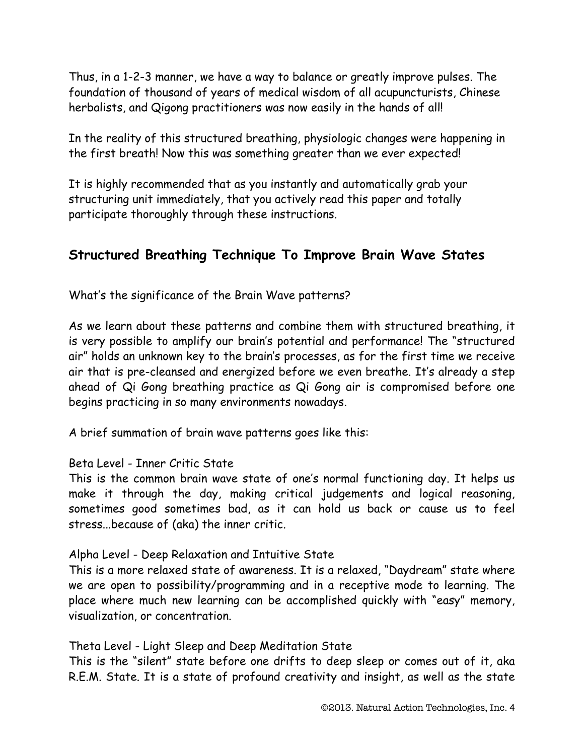Thus, in a 1-2-3 manner, we have a way to balance or greatly improve pulses. The foundation of thousand of years of medical wisdom of all acupuncturists, Chinese herbalists, and Qigong practitioners was now easily in the hands of all!

In the reality of this structured breathing, physiologic changes were happening in the first breath! Now this was something greater than we ever expected!

It is highly recommended that as you instantly and automatically grab your structuring unit immediately, that you actively read this paper and totally participate thoroughly through these instructions.

## Structured Breathing Technique To Improve Brain Wave States

What's the significance of the Brain Wave patterns?

As we learn about these patterns and combine them with structured breathing, it is very possible to amplify our brain's potential and performance! The "structured air" holds an unknown key to the brain's processes, as for the first time we receive air that is pre-cleansed and energized before we even breathe. It's already a step ahead of Qi Gong breathing practice as Qi Gong air is compromised before one begins practicing in so many environments nowadays.

A brief summation of brain wave patterns goes like this:

Beta Level - Inner Critic State
This is the common brain wave state of one's normal functioning day. It helps us make it through the day, making critical judgements and logical reasoning, sometimes good sometimes bad, as it can hold us back or cause us to feel stress...because of (aka) the inner critic.

Alpha Level - Deep Relaxation and Intuitive State
This is a more relaxed state of awareness. It is a relaxed, "Daydream" state where we are open to possibility/programming and in a receptive mode to learning. The place where much new learning can be accomplished quickly with "easy" memory, visualization, or concentration.

Theta Level - Light Sleep and Deep Meditation State
This is the "silent" state before one drifts to deep sleep or comes out of it, aka R.E.M. State. It is a state of profound creativity and insight, as well as the state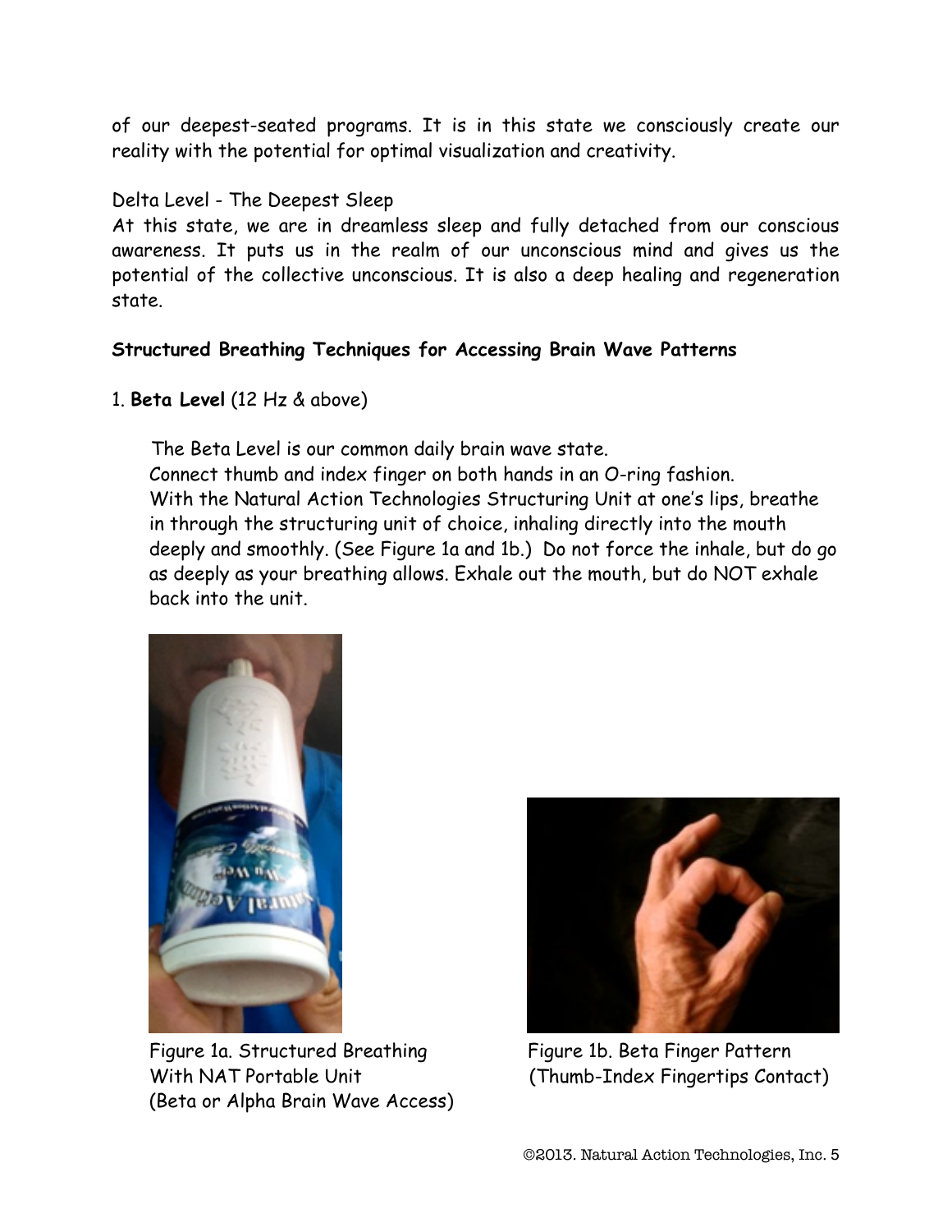of our deepest-seated programs. It is in this state we consciously create our reality with the potential for optimal visualization and creativity.

Delta Level - The Deepest Sleep

At this state, we are in dreamless sleep and fully detached from our conscious awareness. It puts us in the realm of our unconscious mind and gives us the potential of the collective unconscious. It is also a deep healing and regeneration state.

**Structured Breathing Techniques for Accessing Brain Wave Patterns**

1. **Beta Level** (12 Hz & above)

The Beta Level is our common daily brain wave state.
Connect thumb and index finger on both hands in an O-ring fashion.
With the Natural Action Technologies Structuring Unit at one's lips, breathe in through the structuring unit of choice, inhaling directly into the mouth deeply and smoothly. (See Figure 1a and 1b.) Do not force the inhale, but do go as deeply as your breathing allows. Exhale out the mouth, but do NOT exhale back into the unit.

Figure 1a. Structured Breathing With NAT Portable Unit (Beta or Alpha Brain Wave Access)

Figure 1b. Beta Finger Pattern (Thumb-Index Fingertips Contact)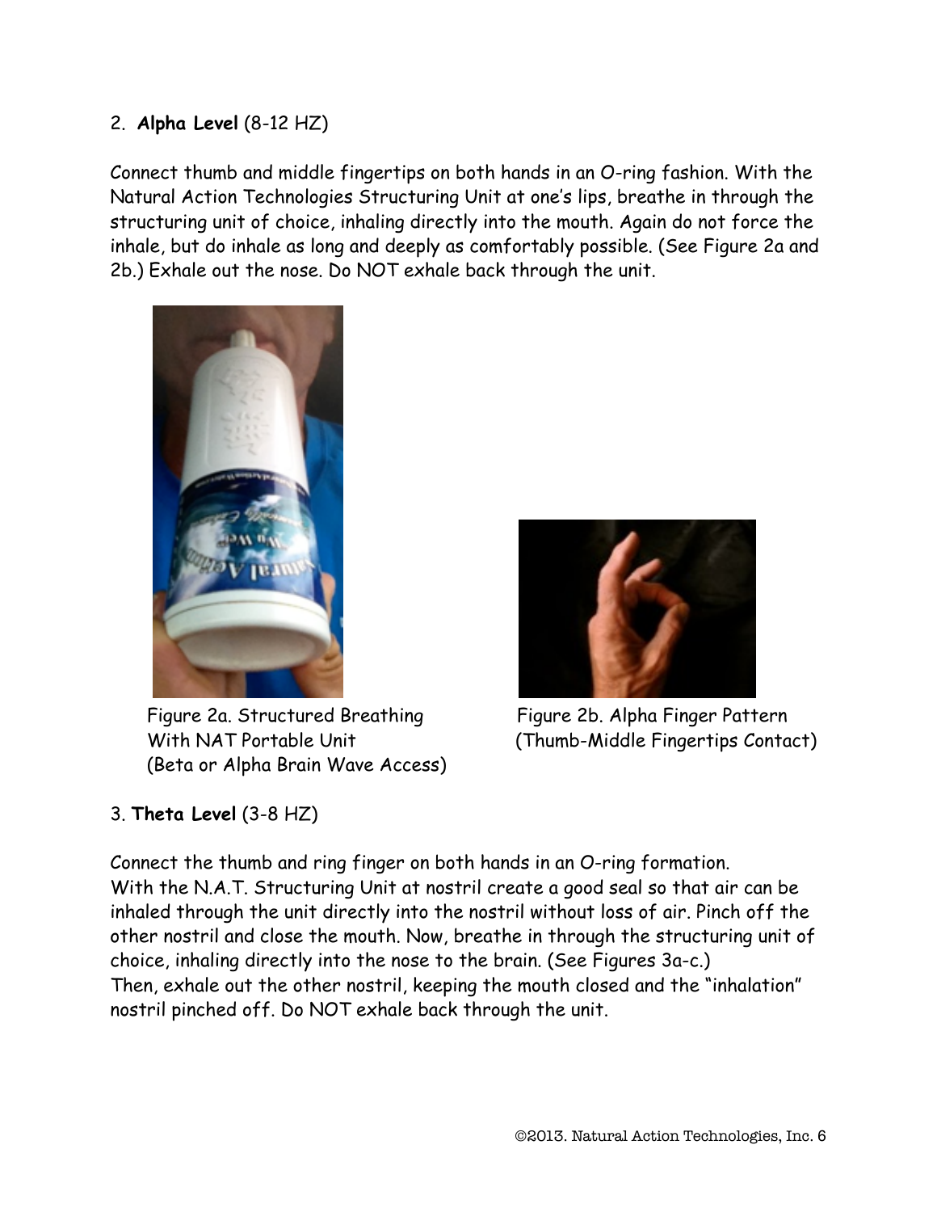2. **Alpha Level** (8-12 HZ)

Connect thumb and middle fingertips on both hands in an O-ring fashion. With the Natural Action Technologies Structuring Unit at one's lips, breathe in through the structuring unit of choice, inhaling directly into the mouth. Again do not force the inhale, but do inhale as long and deeply as comfortably possible. (See Figure 2a and 2b.) Exhale out the nose. Do NOT exhale back through the unit.

Figure 2a. Structured Breathing With NAT Portable Unit (Beta or Alpha Brain Wave Access)

Figure 2b. Alpha Finger Pattern (Thumb-Middle Fingertips Contact)

3. **Theta Level** (3-8 HZ)

Connect the thumb and ring finger on both hands in an O-ring formation. With the N.A.T. Structuring Unit at nostril create a good seal so that air can be inhaled through the unit directly into the nostril without loss of air. Pinch off the other nostril and close the mouth. Now, breathe in through the structuring unit of choice, inhaling directly into the nose to the brain. (See Figures 3a-c.) Then, exhale out the other nostril, keeping the mouth closed and the "inhalation" nostril pinched off. Do NOT exhale back through the unit.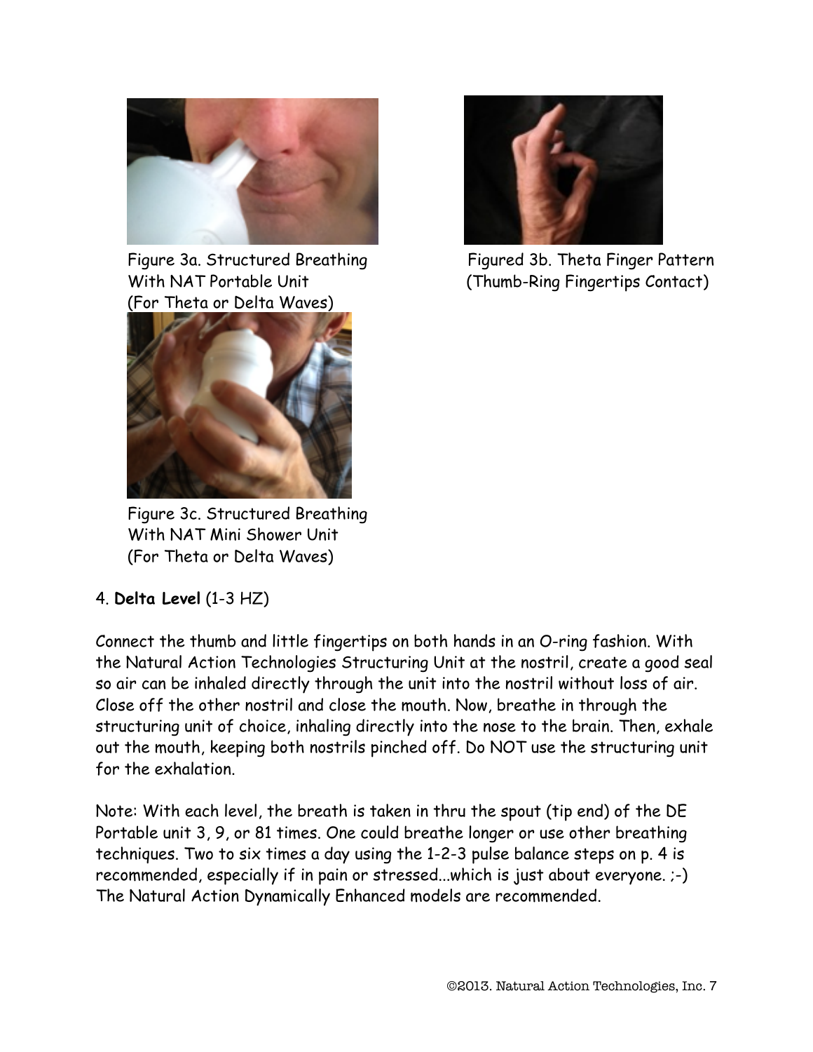Figure 3a. Structured Breathing With NAT Portable Unit (For Theta or Delta Waves)

Figured 3b. Theta Finger Pattern (Thumb-Ring Fingertips Contact)

Figure 3c. Structured Breathing With NAT Mini Shower Unit (For Theta or Delta Waves)

4. **Delta Level** (1-3 HZ)

Connect the thumb and little fingertips on both hands in an O-ring fashion. With the Natural Action Technologies Structuring Unit at the nostril, create a good seal so air can be inhaled directly through the unit into the nostril without loss of air. Close off the other nostril and close the mouth. Now, breathe in through the structuring unit of choice, inhaling directly into the nose to the brain. Then, exhale out the mouth, keeping both nostrils pinched off. Do NOT use the structuring unit for the exhalation.

Note: With each level, the breath is taken in thru the spout (tip end) of the DE Portable unit 3, 9, or 81 times. One could breathe longer or use other breathing techniques. Two to six times a day using the 1-2-3 pulse balance steps on p. 4 is recommended, especially if in pain or stressed...which is just about everyone. ;-) The Natural Action Dynamically Enhanced models are recommended.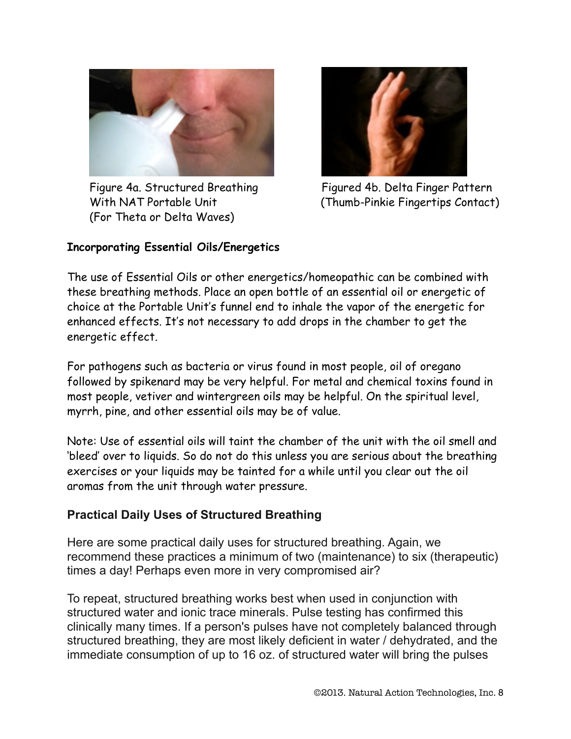Figure 4a. Structured Breathing With NAT Portable Unit (For Theta or Delta Waves)

Figured 4b. Delta Finger Pattern (Thumb-Pinkie Fingertips Contact)

**Incorporating Essential Oils/Energetics**

The use of Essential Oils or other energetics/homeopathic can be combined with these breathing methods. Place an open bottle of an essential oil or energetic of choice at the Portable Unit's funnel end to inhale the vapor of the energetic for enhanced effects. It's not necessary to add drops in the chamber to get the energetic effect.

For pathogens such as bacteria or virus found in most people, oil of oregano followed by spikenard may be very helpful. For metal and chemical toxins found in most people, vetiver and wintergreen oils may be helpful. On the spiritual level, myrrh, pine, and other essential oils may be of value.

Note: Use of essential oils will taint the chamber of the unit with the oil smell and 'bleed' over to liquids. So do not do this unless you are serious about the breathing exercises or your liquids may be tainted for a while until you clear out the oil aromas from the unit through water pressure.

## Practical Daily Uses of Structured Breathing

Here are some practical daily uses for structured breathing. Again, we recommend these practices a minimum of two (maintenance) to six (therapeutic) times a day! Perhaps even more in very compromised air?

To repeat, structured breathing works best when used in conjunction with structured water and ionic trace minerals. Pulse testing has confirmed this clinically many times. If a person's pulses have not completely balanced through structured breathing, they are most likely deficient in water / dehydrated, and the immediate consumption of up to 16 oz. of structured water will bring the pulses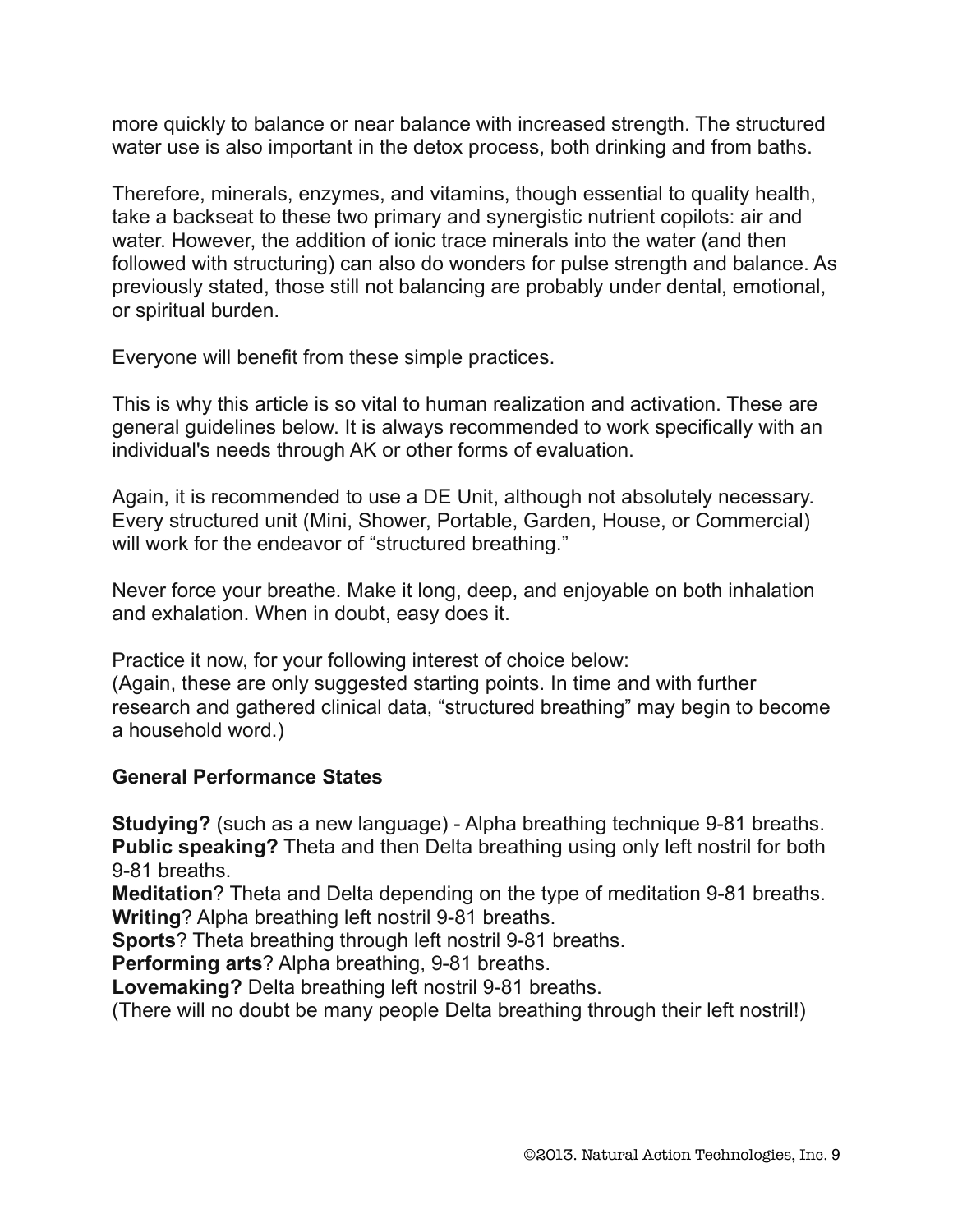more quickly to balance or near balance with increased strength. The structured water use is also important in the detox process, both drinking and from baths.

Therefore, minerals, enzymes, and vitamins, though essential to quality health, take a backseat to these two primary and synergistic nutrient copilots: air and water. However, the addition of ionic trace minerals into the water (and then followed with structuring) can also do wonders for pulse strength and balance. As previously stated, those still not balancing are probably under dental, emotional, or spiritual burden.

Everyone will benefit from these simple practices.

This is why this article is so vital to human realization and activation. These are general guidelines below. It is always recommended to work specifically with an individual's needs through AK or other forms of evaluation.

Again, it is recommended to use a DE Unit, although not absolutely necessary. Every structured unit (Mini, Shower, Portable, Garden, House, or Commercial) will work for the endeavor of “structured breathing.”

Never force your breathe. Make it long, deep, and enjoyable on both inhalation and exhalation. When in doubt, easy does it.

Practice it now, for your following interest of choice below:
(Again, these are only suggested starting points. In time and with further research and gathered clinical data, “structured breathing” may begin to become a household word.)

**General Performance States**

**Studying?** (such as a new language) - Alpha breathing technique 9-81 breaths.
**Public speaking?** Theta and then Delta breathing using only left nostril for both 9-81 breaths.
**Meditation**? Theta and Delta depending on the type of meditation 9-81 breaths.
**Writing**? Alpha breathing left nostril 9-81 breaths.
**Sports**? Theta breathing through left nostril 9-81 breaths.
**Performing arts**? Alpha breathing, 9-81 breaths.
**Lovemaking?** Delta breathing left nostril 9-81 breaths.
(There will no doubt be many people Delta breathing through their left nostril!)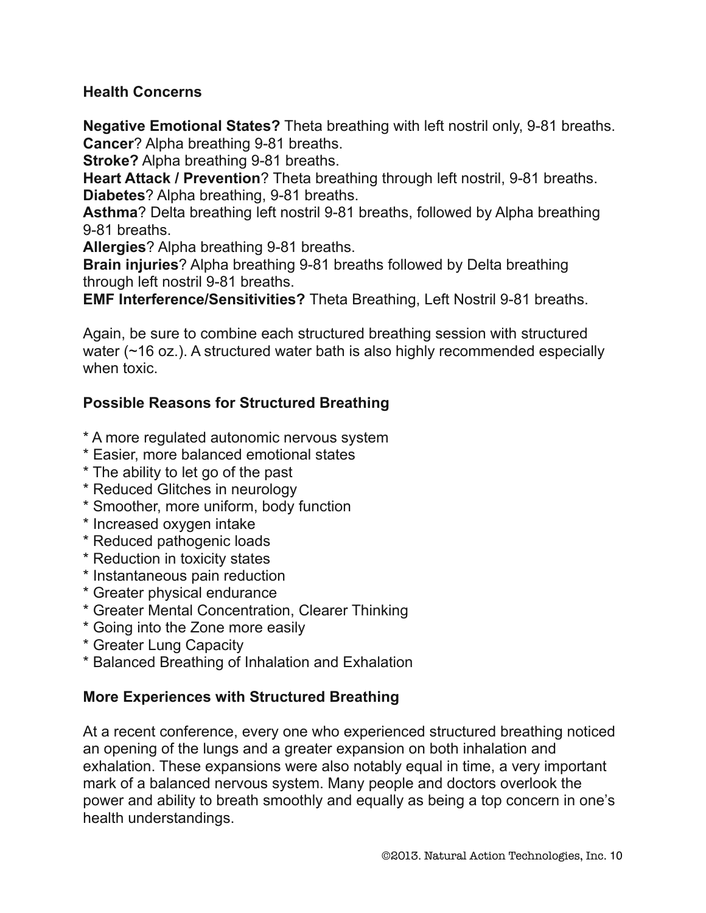### Health Concerns

**Negative Emotional States?** Theta breathing with left nostril only, 9-81 breaths.
**Cancer**? Alpha breathing 9-81 breaths.
**Stroke?** Alpha breathing 9-81 breaths.
**Heart Attack / Prevention**? Theta breathing through left nostril, 9-81 breaths.
**Diabetes**? Alpha breathing, 9-81 breaths.
**Asthma**? Delta breathing left nostril 9-81 breaths, followed by Alpha breathing 9-81 breaths.
**Allergies**? Alpha breathing 9-81 breaths.
**Brain injuries**? Alpha breathing 9-81 breaths followed by Delta breathing through left nostril 9-81 breaths.
**EMF Interference/Sensitivities?** Theta Breathing, Left Nostril 9-81 breaths.

Again, be sure to combine each structured breathing session with structured water (~16 oz.). A structured water bath is also highly recommended especially when toxic.

### Possible Reasons for Structured Breathing

* A more regulated autonomic nervous system
* Easier, more balanced emotional states
* The ability to let go of the past
* Reduced Glitches in neurology
* Smoother, more uniform, body function
* Increased oxygen intake
* Reduced pathogenic loads
* Reduction in toxicity states
* Instantaneous pain reduction
* Greater physical endurance
* Greater Mental Concentration, Clearer Thinking
* Going into the Zone more easily
* Greater Lung Capacity
* Balanced Breathing of Inhalation and Exhalation

### More Experiences with Structured Breathing

At a recent conference, every one who experienced structured breathing noticed an opening of the lungs and a greater expansion on both inhalation and exhalation. These expansions were also notably equal in time, a very important mark of a balanced nervous system. Many people and doctors overlook the power and ability to breath smoothly and equally as being a top concern in one's health understandings.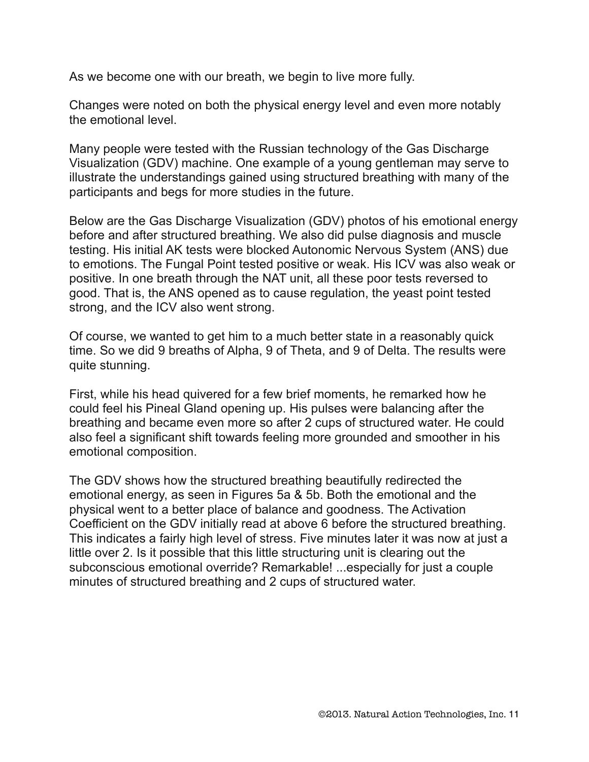As we become one with our breath, we begin to live more fully.

Changes were noted on both the physical energy level and even more notably the emotional level.

Many people were tested with the Russian technology of the Gas Discharge Visualization (GDV) machine. One example of a young gentleman may serve to illustrate the understandings gained using structured breathing with many of the participants and begs for more studies in the future.

Below are the Gas Discharge Visualization (GDV) photos of his emotional energy before and after structured breathing. We also did pulse diagnosis and muscle testing. His initial AK tests were blocked Autonomic Nervous System (ANS) due to emotions. The Fungal Point tested positive or weak. His ICV was also weak or positive. In one breath through the NAT unit, all these poor tests reversed to good. That is, the ANS opened as to cause regulation, the yeast point tested strong, and the ICV also went strong.

Of course, we wanted to get him to a much better state in a reasonably quick time. So we did 9 breaths of Alpha, 9 of Theta, and 9 of Delta. The results were quite stunning.

First, while his head quivered for a few brief moments, he remarked how he could feel his Pineal Gland opening up. His pulses were balancing after the breathing and became even more so after 2 cups of structured water. He could also feel a significant shift towards feeling more grounded and smoother in his emotional composition.

The GDV shows how the structured breathing beautifully redirected the emotional energy, as seen in Figures 5a & 5b. Both the emotional and the physical went to a better place of balance and goodness. The Activation Coefficient on the GDV initially read at above 6 before the structured breathing. This indicates a fairly high level of stress. Five minutes later it was now at just a little over 2. Is it possible that this little structuring unit is clearing out the subconscious emotional override? Remarkable! ...especially for just a couple minutes of structured breathing and 2 cups of structured water.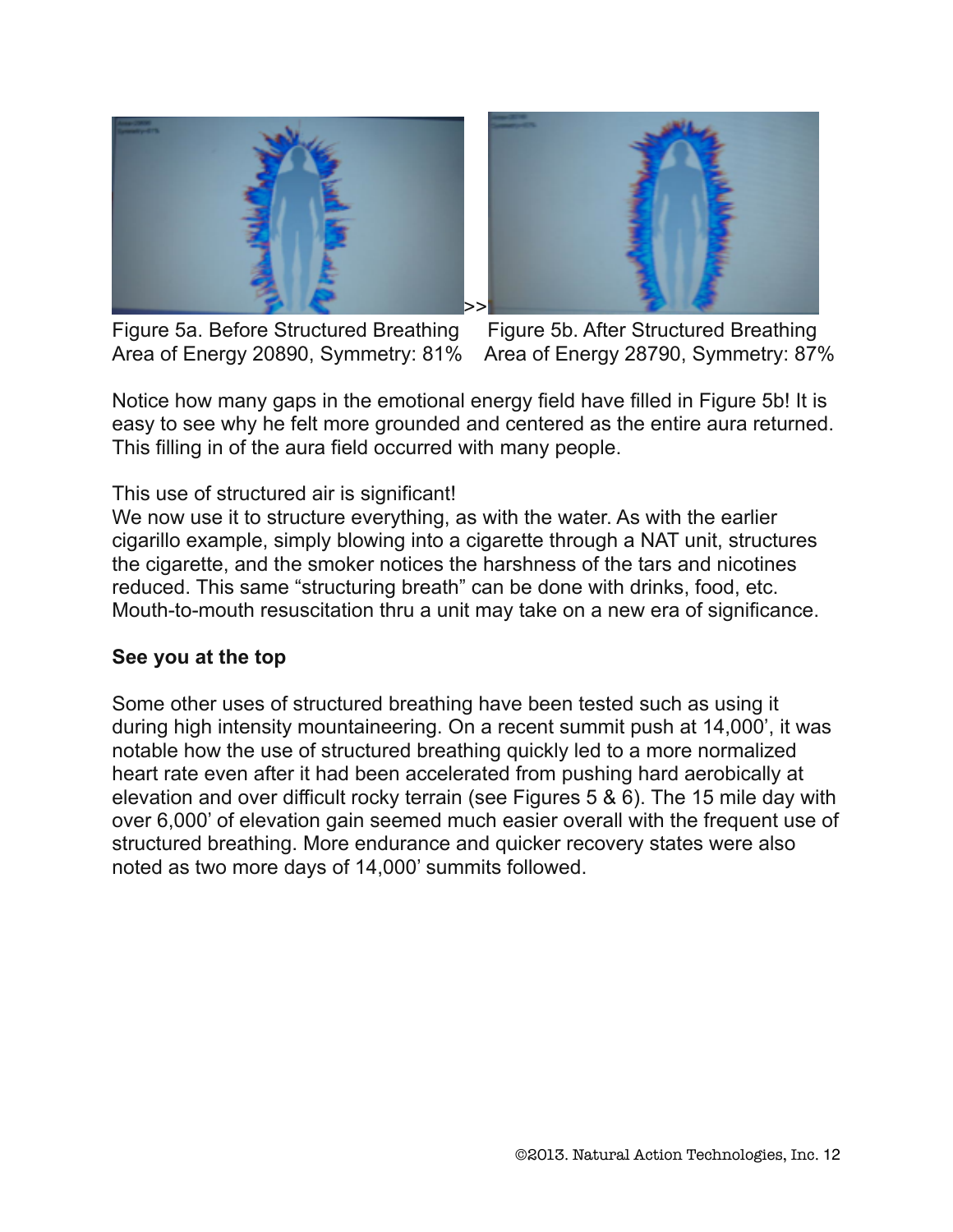Figure 5a. Before Structured Breathing
Area of Energy 20890, Symmetry: 81%

Figure 5b. After Structured Breathing
Area of Energy 28790, Symmetry: 87%

Notice how many gaps in the emotional energy field have filled in Figure 5b! It is easy to see why he felt more grounded and centered as the entire aura returned. This filling in of the aura field occurred with many people.

This use of structured air is significant!
We now use it to structure everything, as with the water. As with the earlier cigarillo example, simply blowing into a cigarette through a NAT unit, structures the cigarette, and the smoker notices the harshness of the tars and nicotines reduced. This same "structuring breath" can be done with drinks, food, etc. Mouth-to-mouth resuscitation thru a unit may take on a new era of significance.

**See you at the top**

Some other uses of structured breathing have been tested such as using it during high intensity mountaineering. On a recent summit push at 14,000', it was notable how the use of structured breathing quickly led to a more normalized heart rate even after it had been accelerated from pushing hard aerobically at elevation and over difficult rocky terrain (see Figures 5 & 6). The 15 mile day with over 6,000' of elevation gain seemed much easier overall with the frequent use of structured breathing. More endurance and quicker recovery states were also noted as two more days of 14,000' summits followed.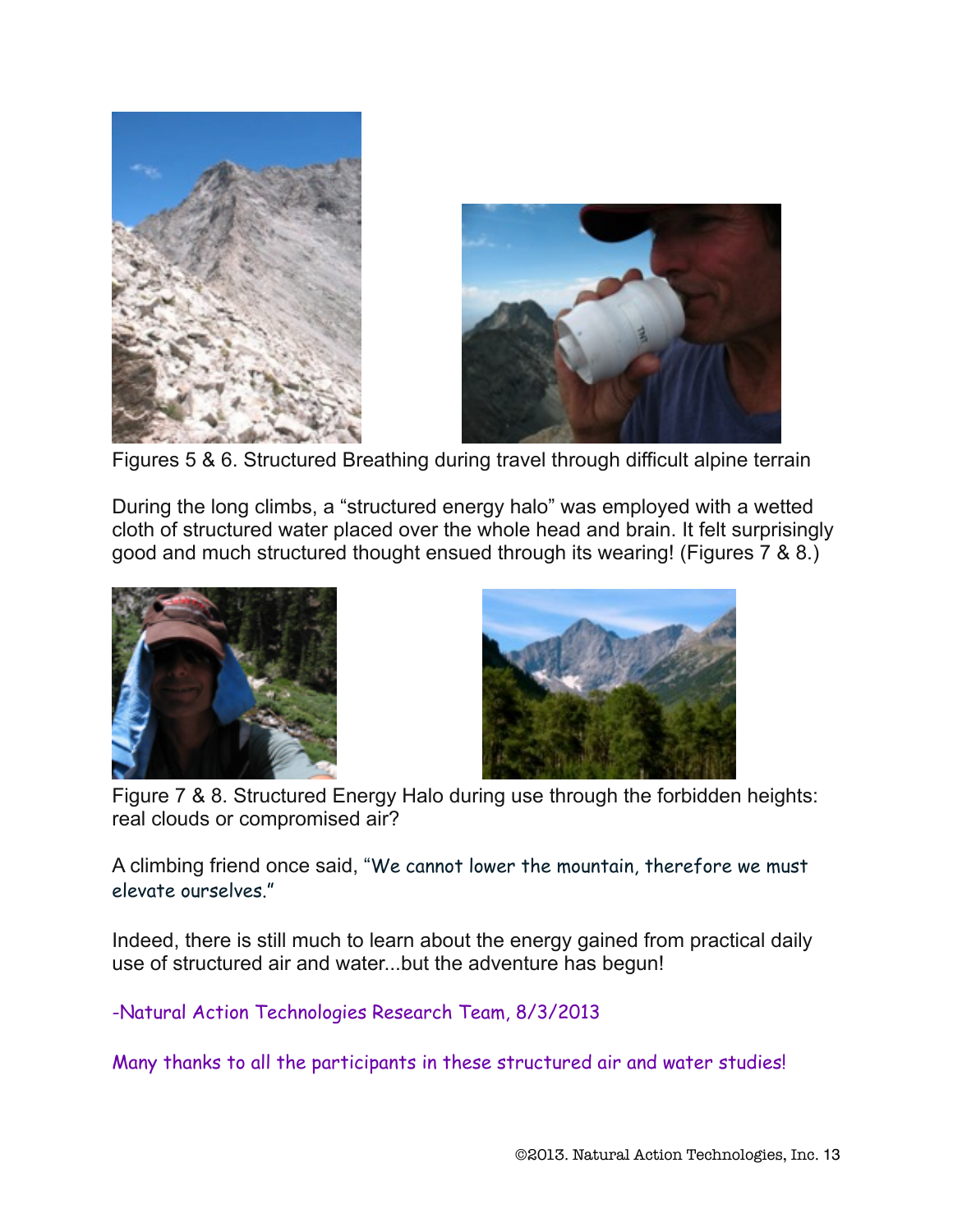Figures 5 & 6. Structured Breathing during travel through difficult alpine terrain

During the long climbs, a "structured energy halo" was employed with a wetted cloth of structured water placed over the whole head and brain. It felt surprisingly good and much structured thought ensued through its wearing! (Figures 7 & 8.)

Figure 7 & 8. Structured Energy Halo during use through the forbidden heights: real clouds or compromised air?

A climbing friend once said, "We cannot lower the mountain, therefore we must elevate ourselves."

Indeed, there is still much to learn about the energy gained from practical daily use of structured air and water...but the adventure has begun!

-Natural Action Technologies Research Team, 8/3/2013

Many thanks to all the participants in these structured air and water studies!

©2013. Natural Action Technologies, Inc.